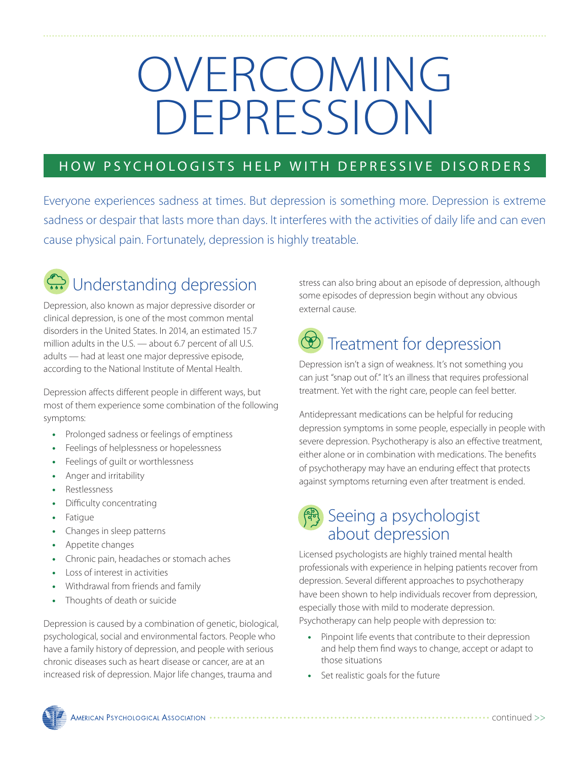# OVERCOMING DEPRESSION

## HOW PSYCHOLOGISTS HELP WITH DEPRESSIVE DISORDERS

Everyone experiences sadness at times. But depression is something more. Depression is extreme sadness or despair that lasts more than days. It interferes with the activities of daily life and can even cause physical pain. Fortunately, depression is highly treatable.

## Understanding depression

Depression, also known as major depressive disorder or clinical depression, is one of the most common mental disorders in the United States. In 2014, an estimated 15.7 million adults in the U.S. — about 6.7 percent of all U.S. adults — had at least one major depressive episode, according to the National Institute of Mental Health.

Depression affects different people in different ways, but most of them experience some combination of the following symptoms:

- Prolonged sadness or feelings of emptiness
- Feelings of helplessness or hopelessness
- Feelings of guilt or worthlessness
- Anger and irritability
- Restlessness
- Difficulty concentrating
- Fatigue
- Changes in sleep patterns
- Appetite changes
- Chronic pain, headaches or stomach aches
- Loss of interest in activities
- Withdrawal from friends and family
- Thoughts of death or suicide

Depression is caused by a combination of genetic, biological, psychological, social and environmental factors. People who have a family history of depression, and people with serious chronic diseases such as heart disease or cancer, are at an increased risk of depression. Major life changes, trauma and stress can also bring about an episode of depression, although some episodes of depression begin without any obvious external cause.

## Treatment for depression

Depression isn't a sign of weakness. It's not something you can just "snap out of." It's an illness that requires professional treatment. Yet with the right care, people can feel better.

Antidepressant medications can be helpful for reducing depression symptoms in some people, especially in people with severe depression. Psychotherapy is also an effective treatment, either alone or in combination with medications. The benefits of psychotherapy may have an enduring effect that protects against symptoms returning even after treatment is ended.

## Seeing a psychologist about depression

Licensed psychologists are highly trained mental health professionals with experience in helping patients recover from depression. Several different approaches to psychotherapy have been shown to help individuals recover from depression, especially those with mild to moderate depression. Psychotherapy can help people with depression to:

- Pinpoint life events that contribute to their depression and help them find ways to change, accept or adapt to those situations
- Set realistic goals for the future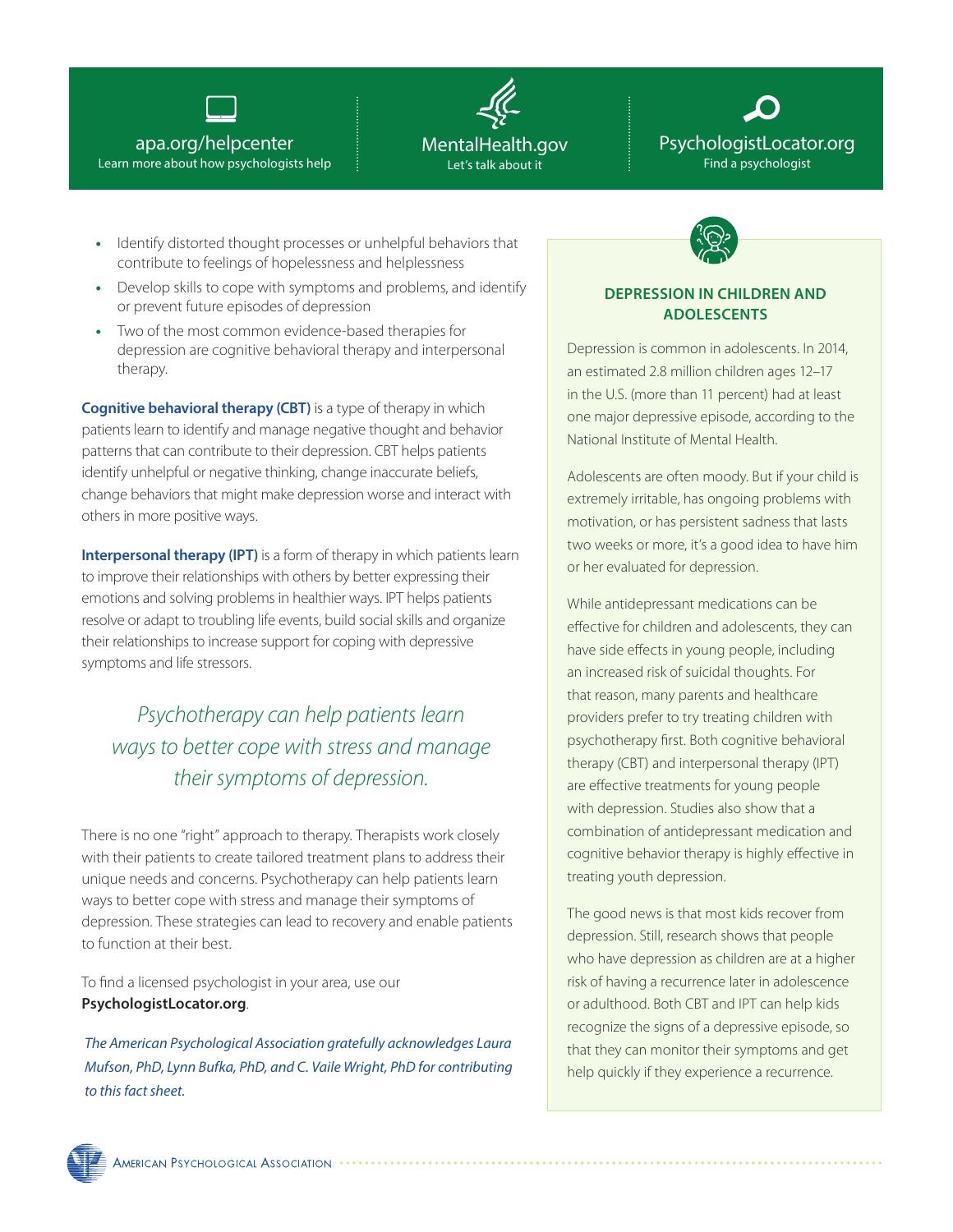apa.org/helpcenter
Learn more about how psychologists help

MentalHealth.gov
Let's talk about it

PsychologistLocator.org
Find a psychologist

- Identify distorted thought processes or unhelpful behaviors that contribute to feelings of hopelessness and helplessness
- Develop skills to cope with symptoms and problems, and identify or prevent future episodes of depression
- Two of the most common evidence-based therapies for depression are cognitive behavioral therapy and interpersonal therapy.

**Cognitive behavioral therapy (CBT)** is a type of therapy in which patients learn to identify and manage negative thought and behavior patterns that can contribute to their depression. CBT helps patients identify unhelpful or negative thinking, change inaccurate beliefs, change behaviors that might make depression worse and interact with others in more positive ways.

**Interpersonal therapy (IPT)** is a form of therapy in which patients learn to improve their relationships with others by better expressing their emotions and solving problems in healthier ways. IPT helps patients resolve or adapt to troubling life events, build social skills and organize their relationships to increase support for coping with depressive symptoms and life stressors.

*Psychotherapy can help patients learn ways to better cope with stress and manage their symptoms of depression.*

There is no one "right" approach to therapy. Therapists work closely with their patients to create tailored treatment plans to address their unique needs and concerns. Psychotherapy can help patients learn ways to better cope with stress and manage their symptoms of depression. These strategies can lead to recovery and enable patients to function at their best.

To find a licensed psychologist in your area, use our **PsychologistLocator.org**.

*The American Psychological Association gratefully acknowledges Laura Mufson, PhD, Lynn Bufka, PhD, and C. Vaile Wright, PhD for contributing to this fact sheet.*

## DEPRESSION IN CHILDREN AND ADOLESCENTS

Depression is common in adolescents. In 2014, an estimated 2.8 million children ages 12–17 in the U.S. (more than 11 percent) had at least one major depressive episode, according to the National Institute of Mental Health.

Adolescents are often moody. But if your child is extremely irritable, has ongoing problems with motivation, or has persistent sadness that lasts two weeks or more, it's a good idea to have him or her evaluated for depression.

While antidepressant medications can be effective for children and adolescents, they can have side effects in young people, including an increased risk of suicidal thoughts. For that reason, many parents and healthcare providers prefer to try treating children with psychotherapy first. Both cognitive behavioral therapy (CBT) and interpersonal therapy (IPT) are effective treatments for young people with depression. Studies also show that a combination of antidepressant medication and cognitive behavior therapy is highly effective in treating youth depression.

The good news is that most kids recover from depression. Still, research shows that people who have depression as children are at a higher risk of having a recurrence later in adolescence or adulthood. Both CBT and IPT can help kids recognize the signs of a depressive episode, so that they can monitor their symptoms and get help quickly if they experience a recurrence.

American Psychological Association